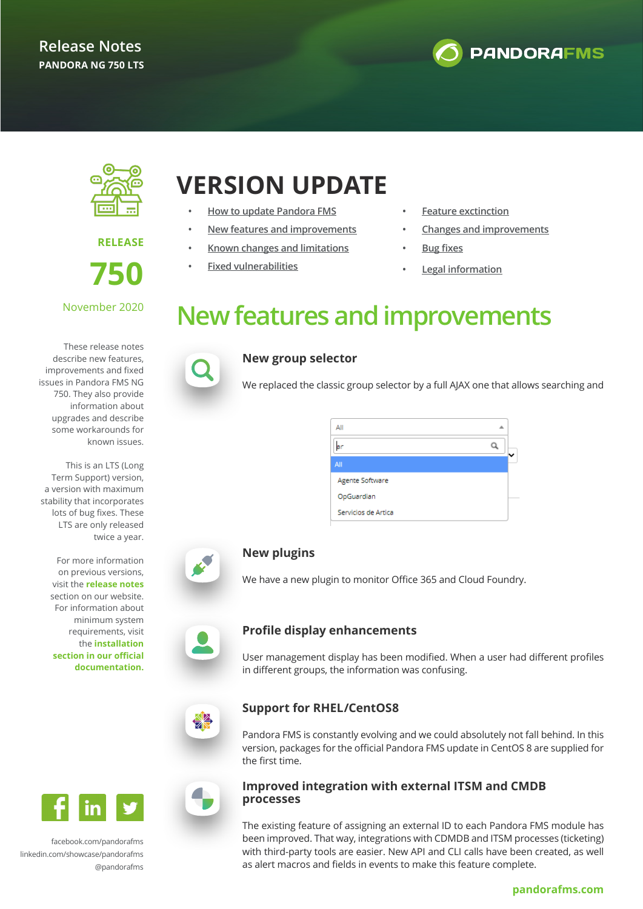# Release Notes

**PANDORA NG 750 LTS**

**RELEASE**

**750**

November 2020

These release notes describe new features, improvements and fixed issues in Pandora FMS NG 750. They also provide information about upgrades and describe some workarounds for known issues.

This is an LTS (Long Term Support) version, a version with maximum stability that incorporates lots of bug fixes. These LTS are only released twice a year.

For more information on previous versions, visit the **release notes** section on our website. For information about minimum system requirements, visit the **installation section in our official documentation.**

facebook.com/pandorafms
linkedin.com/showcase/pandorafms
@pandorafms

# VERSION UPDATE

- How to update Pandora FMS
- New features and improvements
- Known changes and limitations
- Fixed vulnerabilities
- Feature exctinction
- Changes and improvements
- Bug fixes
- Legal information

# New features and improvements

### New group selector

We replaced the classic group selector by a full AJAX one that allows searching and

### New plugins

We have a new plugin to monitor Office 365 and Cloud Foundry.

### Profile display enhancements

User management display has been modified. When a user had different profiles in different groups, the information was confusing.

### Support for RHEL/CentOS8

Pandora FMS is constantly evolving and we could absolutely not fall behind. In this version, packages for the official Pandora FMS update in CentOS 8 are supplied for the first time.

### Improved integration with external ITSM and CMDB processes

The existing feature of assigning an external ID to each Pandora FMS module has been improved. That way, integrations with CDMDB and ITSM processes (ticketing) with third-party tools are easier. New API and CLI calls have been created, as well as alert macros and fields in events to make this feature complete.

pandorafms.com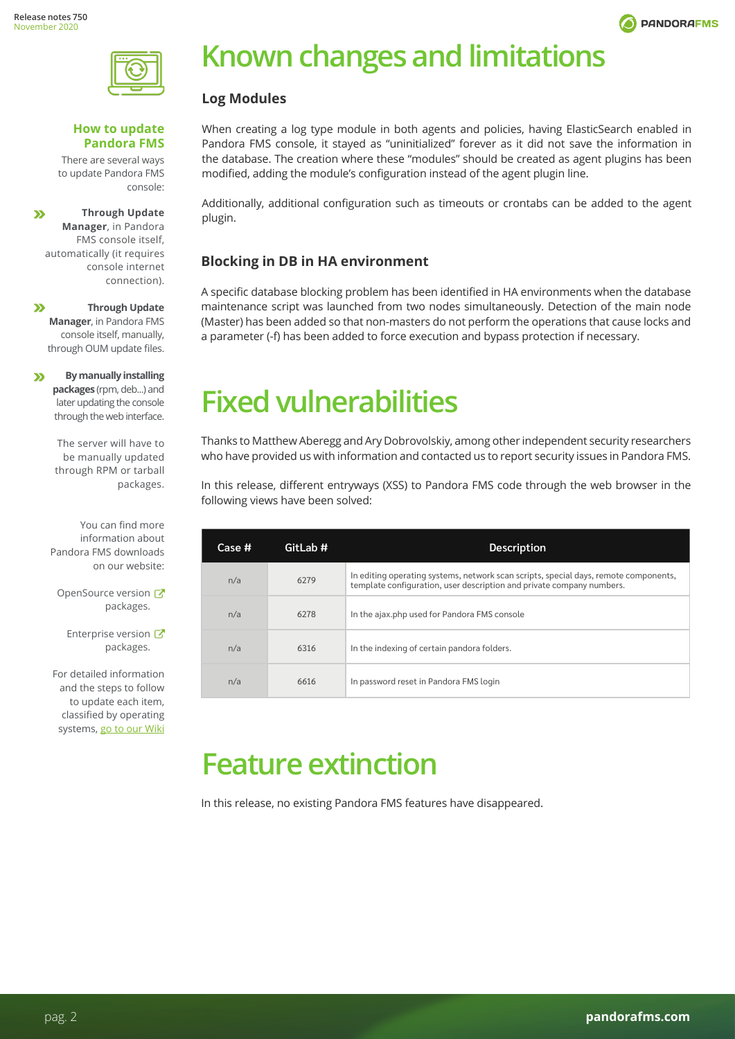# Known changes and limitations

### Log Modules

When creating a log type module in both agents and policies, having ElasticSearch enabled in Pandora FMS console, it stayed as "uninitialized" forever as it did not save the information in the database. The creation where these "modules" should be created as agent plugins has been modified, adding the module's configuration instead of the agent plugin line.

Additionally, additional configuration such as timeouts or crontabs can be added to the agent plugin.

### Blocking in DB in HA environment

A specific database blocking problem has been identified in HA environments when the database maintenance script was launched from two nodes simultaneously. Detection of the main node (Master) has been added so that non-masters do not perform the operations that cause locks and a parameter (-f) has been added to force execution and bypass protection if necessary.

# Fixed vulnerabilities

Thanks to Matthew Aberegg and Ary Dobrovolskiy, among other independent security researchers who have provided us with information and contacted us to report security issues in Pandora FMS.

In this release, different entryways (XSS) to Pandora FMS code through the web browser in the following views have been solved:

| Case # | GitLab # | Description |
|---|---|---|
| n/a | 6279 | In editing operating systems, network scan scripts, special days, remote components, template configuration, user description and private company numbers. |
| n/a | 6278 | In the ajax.php used for Pandora FMS console |
| n/a | 6316 | In the indexing of certain pandora folders. |
| n/a | 6616 | In password reset in Pandora FMS login |

# Feature extinction

In this release, no existing Pandora FMS features have disappeared.

### How to update Pandora FMS

There are several ways to update Pandora FMS console:

- **Through Update Manager**, in Pandora FMS console itself, automatically (it requires console internet connection).
- **Through Update Manager**, in Pandora FMS console itself, manually, through OUM update files.
- **By manually installing packages** (rpm, deb...) and later updating the console through the web interface.

The server will have to be manually updated through RPM or tarball packages.

You can find more information about Pandora FMS downloads on our website:

OpenSource version packages.

Enterprise version packages.

For detailed information and the steps to follow to update each item, classified by operating systems, go to our Wiki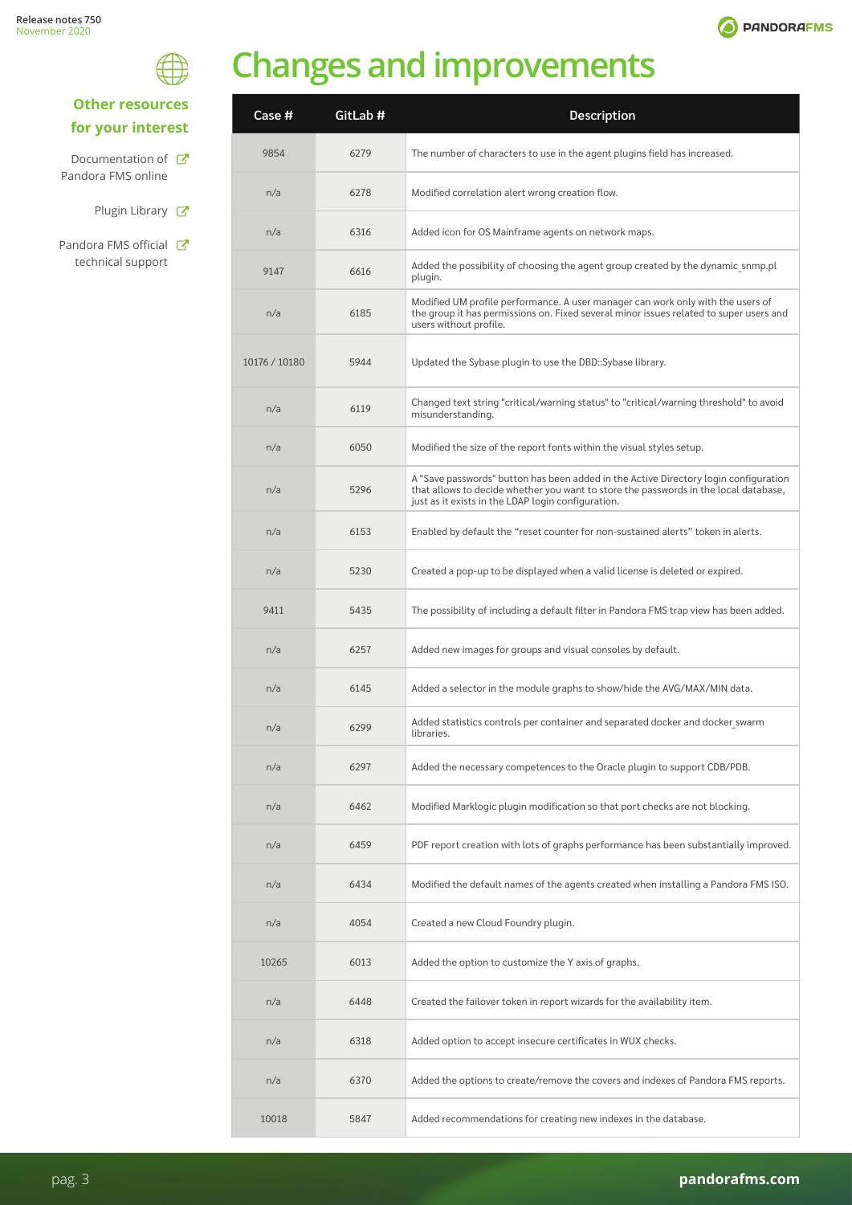# Changes and improvements

## Other resources for your interest

Documentation of Pandora FMS online

Plugin Library

Pandora FMS official technical support

| Case # | GitLab # | Description |
|---|---|---|
| 9854 | 6279 | The number of characters to use in the agent plugins field has increased. |
| n/a | 6278 | Modified correlation alert wrong creation flow. |
| n/a | 6316 | Added icon for OS Mainframe agents on network maps. |
| 9147 | 6616 | Added the possibility of choosing the agent group created by the dynamic_snmp.pl plugin. |
| n/a | 6185 | Modified UM profile performance. A user manager can work only with the users of the group it has permissions on. Fixed several minor issues related to super users and users without profile. |
| 10176 / 10180 | 5944 | Updated the Sybase plugin to use the DBD::Sybase library. |
| n/a | 6119 | Changed text string "critical/warning status" to "critical/warning threshold" to avoid misunderstanding. |
| n/a | 6050 | Modified the size of the report fonts within the visual styles setup. |
| n/a | 5296 | A "Save passwords" button has been added in the Active Directory login configuration that allows to decide whether you want to store the passwords in the local database, just as it exists in the LDAP login configuration. |
| n/a | 6153 | Enabled by default the "reset counter for non-sustained alerts" token in alerts. |
| n/a | 5230 | Created a pop-up to be displayed when a valid license is deleted or expired. |
| 9411 | 5435 | The possibility of including a default filter in Pandora FMS trap view has been added. |
| n/a | 6257 | Added new images for groups and visual consoles by default. |
| n/a | 6145 | Added a selector in the module graphs to show/hide the AVG/MAX/MIN data. |
| n/a | 6299 | Added statistics controls per container and separated docker and docker_swarm libraries. |
| n/a | 6297 | Added the necessary competences to the Oracle plugin to support CDB/PDB. |
| n/a | 6462 | Modified Marklogic plugin modification so that port checks are not blocking. |
| n/a | 6459 | PDF report creation with lots of graphs performance has been substantially improved. |
| n/a | 6434 | Modified the default names of the agents created when installing a Pandora FMS ISO. |
| n/a | 4054 | Created a new Cloud Foundry plugin. |
| 10265 | 6013 | Added the option to customize the Y axis of graphs. |
| n/a | 6448 | Created the failover token in report wizards for the availability item. |
| n/a | 6318 | Added option to accept insecure certificates in WUX checks. |
| n/a | 6370 | Added the options to create/remove the covers and indexes of Pandora FMS reports. |
| 10018 | 5847 | Added recommendations for creating new indexes in the database. |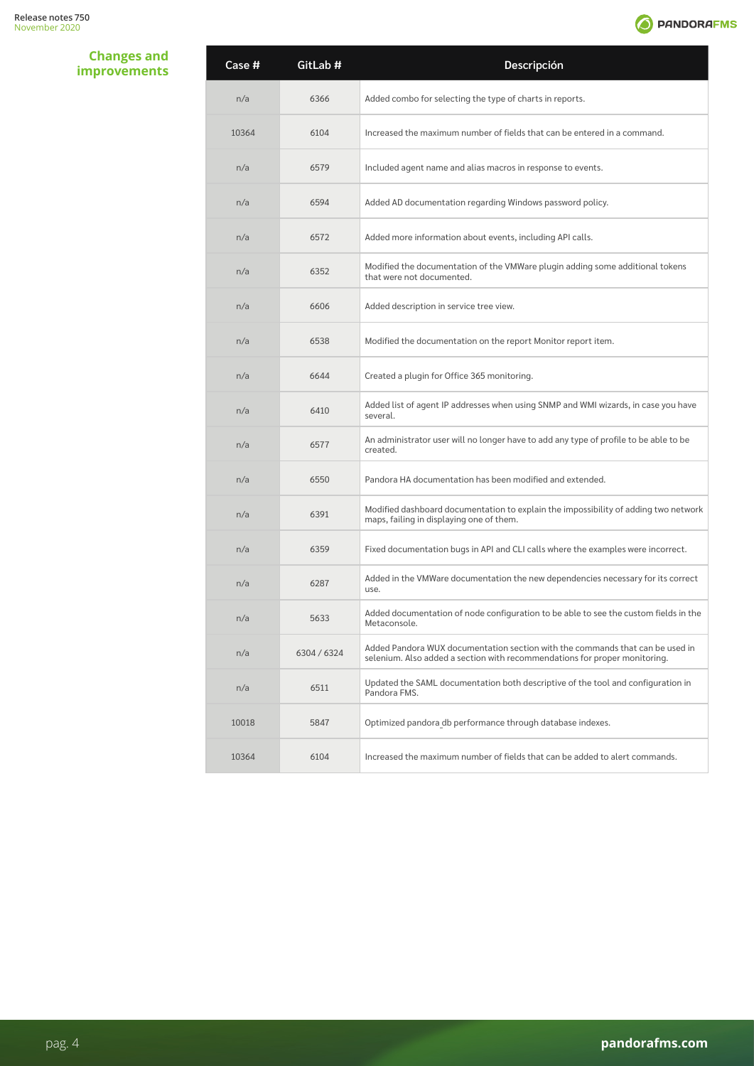## Changes and improvements

| Case # | GitLab # | Descripción |
| --- | --- | --- |
| n/a | 6366 | Added combo for selecting the type of charts in reports. |
| 10364 | 6104 | Increased the maximum number of fields that can be entered in a command. |
| n/a | 6579 | Included agent name and alias macros in response to events. |
| n/a | 6594 | Added AD documentation regarding Windows password policy. |
| n/a | 6572 | Added more information about events, including API calls. |
| n/a | 6352 | Modified the documentation of the VMWare plugin adding some additional tokens that were not documented. |
| n/a | 6606 | Added description in service tree view. |
| n/a | 6538 | Modified the documentation on the report Monitor report item. |
| n/a | 6644 | Created a plugin for Office 365 monitoring. |
| n/a | 6410 | Added list of agent IP addresses when using SNMP and WMI wizards, in case you have several. |
| n/a | 6577 | An administrator user will no longer have to add any type of profile to be able to be created. |
| n/a | 6550 | Pandora HA documentation has been modified and extended. |
| n/a | 6391 | Modified dashboard documentation to explain the impossibility of adding two network maps, failing in displaying one of them. |
| n/a | 6359 | Fixed documentation bugs in API and CLI calls where the examples were incorrect. |
| n/a | 6287 | Added in the VMWare documentation the new dependencies necessary for its correct use. |
| n/a | 5633 | Added documentation of node configuration to be able to see the custom fields in the Metaconsole. |
| n/a | 6304 / 6324 | Added Pandora WUX documentation section with the commands that can be used in selenium. Also added a section with recommendations for proper monitoring. |
| n/a | 6511 | Updated the SAML documentation both descriptive of the tool and configuration in Pandora FMS. |
| 10018 | 5847 | Optimized pandora_db performance through database indexes. |
| 10364 | 6104 | Increased the maximum number of fields that can be added to alert commands. |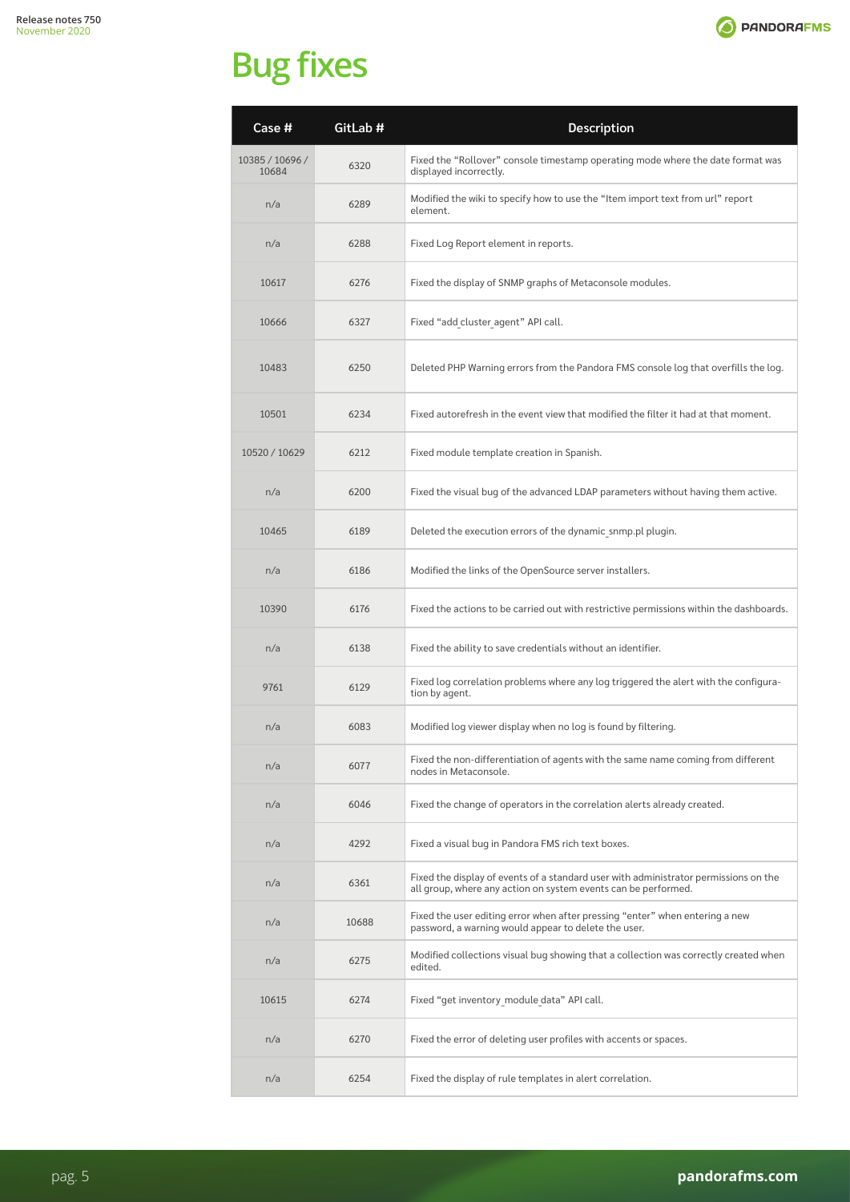# Bug fixes

| Case # | GitLab # | Description |
|---|---|---|
| 10385 / 10696 / 10684 | 6320 | Fixed the "Rollover" console timestamp operating mode where the date format was displayed incorrectly. |
| n/a | 6289 | Modified the wiki to specify how to use the "Item import text from url" report element. |
| n/a | 6288 | Fixed Log Report element in reports. |
| 10617 | 6276 | Fixed the display of SNMP graphs of Metaconsole modules. |
| 10666 | 6327 | Fixed "add_cluster_agent" API call. |
| 10483 | 6250 | Deleted PHP Warning errors from the Pandora FMS console log that overfills the log. |
| 10501 | 6234 | Fixed autorefresh in the event view that modified the filter it had at that moment. |
| 10520 / 10629 | 6212 | Fixed module template creation in Spanish. |
| n/a | 6200 | Fixed the visual bug of the advanced LDAP parameters without having them active. |
| 10465 | 6189 | Deleted the execution errors of the dynamic_snmp.pl plugin. |
| n/a | 6186 | Modified the links of the OpenSource server installers. |
| 10390 | 6176 | Fixed the actions to be carried out with restrictive permissions within the dashboards. |
| n/a | 6138 | Fixed the ability to save credentials without an identifier. |
| 9761 | 6129 | Fixed log correlation problems where any log triggered the alert with the configuration by agent. |
| n/a | 6083 | Modified log viewer display when no log is found by filtering. |
| n/a | 6077 | Fixed the non-differentiation of agents with the same name coming from different nodes in Metaconsole. |
| n/a | 6046 | Fixed the change of operators in the correlation alerts already created. |
| n/a | 4292 | Fixed a visual bug in Pandora FMS rich text boxes. |
| n/a | 6361 | Fixed the display of events of a standard user with administrator permissions on the all group, where any action on system events can be performed. |
| n/a | 10688 | Fixed the user editing error when after pressing "enter" when entering a new password, a warning would appear to delete the user. |
| n/a | 6275 | Modified collections visual bug showing that a collection was correctly created when edited. |
| 10615 | 6274 | Fixed "get inventory_module_data" API call. |
| n/a | 6270 | Fixed the error of deleting user profiles with accents or spaces. |
| n/a | 6254 | Fixed the display of rule templates in alert correlation. |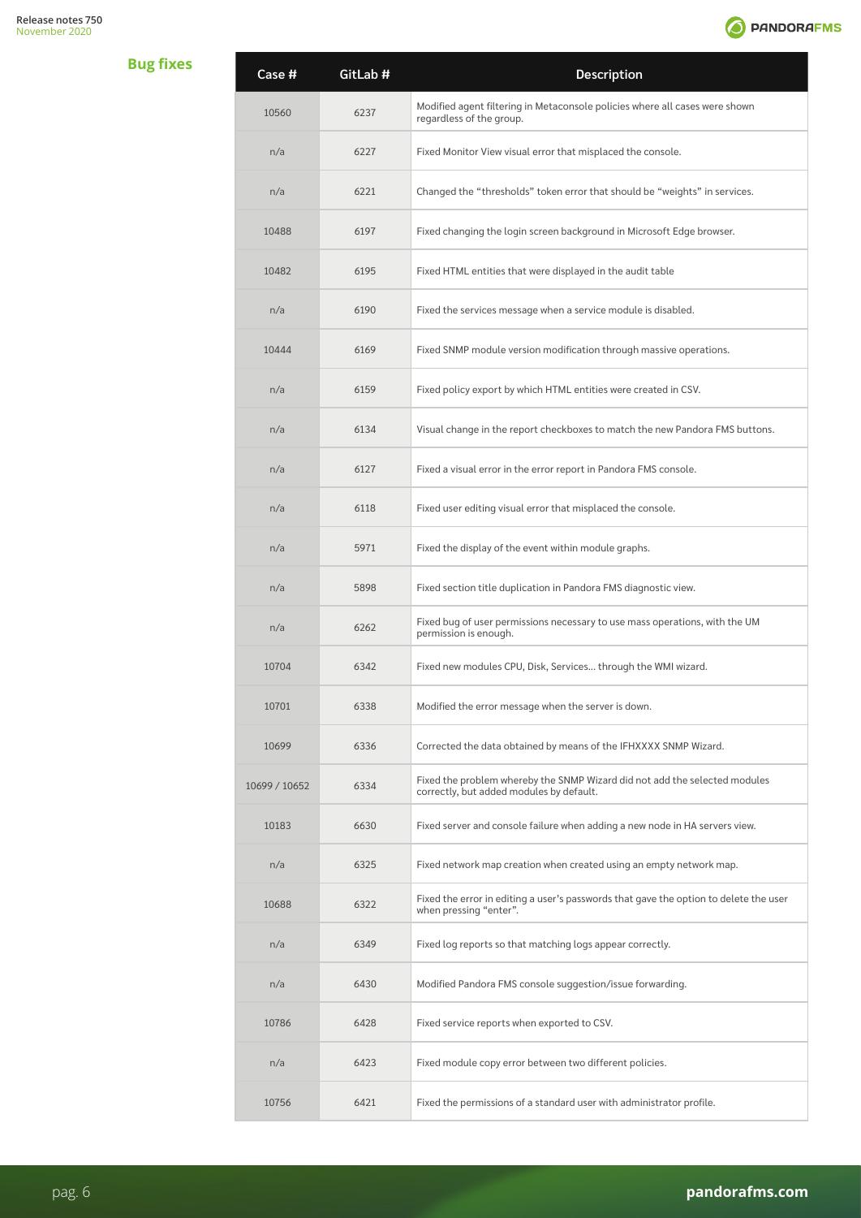## Bug fixes

| Case # | GitLab # | Description |
|---|---|---|
| 10560 | 6237 | Modified agent filtering in Metaconsole policies where all cases were shown regardless of the group. |
| n/a | 6227 | Fixed Monitor View visual error that misplaced the console. |
| n/a | 6221 | Changed the “thresholds” token error that should be “weights” in services. |
| 10488 | 6197 | Fixed changing the login screen background in Microsoft Edge browser. |
| 10482 | 6195 | Fixed HTML entities that were displayed in the audit table |
| n/a | 6190 | Fixed the services message when a service module is disabled. |
| 10444 | 6169 | Fixed SNMP module version modification through massive operations. |
| n/a | 6159 | Fixed policy export by which HTML entities were created in CSV. |
| n/a | 6134 | Visual change in the report checkboxes to match the new Pandora FMS buttons. |
| n/a | 6127 | Fixed a visual error in the error report in Pandora FMS console. |
| n/a | 6118 | Fixed user editing visual error that misplaced the console. |
| n/a | 5971 | Fixed the display of the event within module graphs. |
| n/a | 5898 | Fixed section title duplication in Pandora FMS diagnostic view. |
| n/a | 6262 | Fixed bug of user permissions necessary to use mass operations, with the UM permission is enough. |
| 10704 | 6342 | Fixed new modules CPU, Disk, Services… through the WMI wizard. |
| 10701 | 6338 | Modified the error message when the server is down. |
| 10699 | 6336 | Corrected the data obtained by means of the IFHXXXX SNMP Wizard. |
| 10699 / 10652 | 6334 | Fixed the problem whereby the SNMP Wizard did not add the selected modules correctly, but added modules by default. |
| 10183 | 6630 | Fixed server and console failure when adding a new node in HA servers view. |
| n/a | 6325 | Fixed network map creation when created using an empty network map. |
| 10688 | 6322 | Fixed the error in editing a user’s passwords that gave the option to delete the user when pressing “enter”. |
| n/a | 6349 | Fixed log reports so that matching logs appear correctly. |
| n/a | 6430 | Modified Pandora FMS console suggestion/issue forwarding. |
| 10786 | 6428 | Fixed service reports when exported to CSV. |
| n/a | 6423 | Fixed module copy error between two different policies. |
| 10756 | 6421 | Fixed the permissions of a standard user with administrator profile. |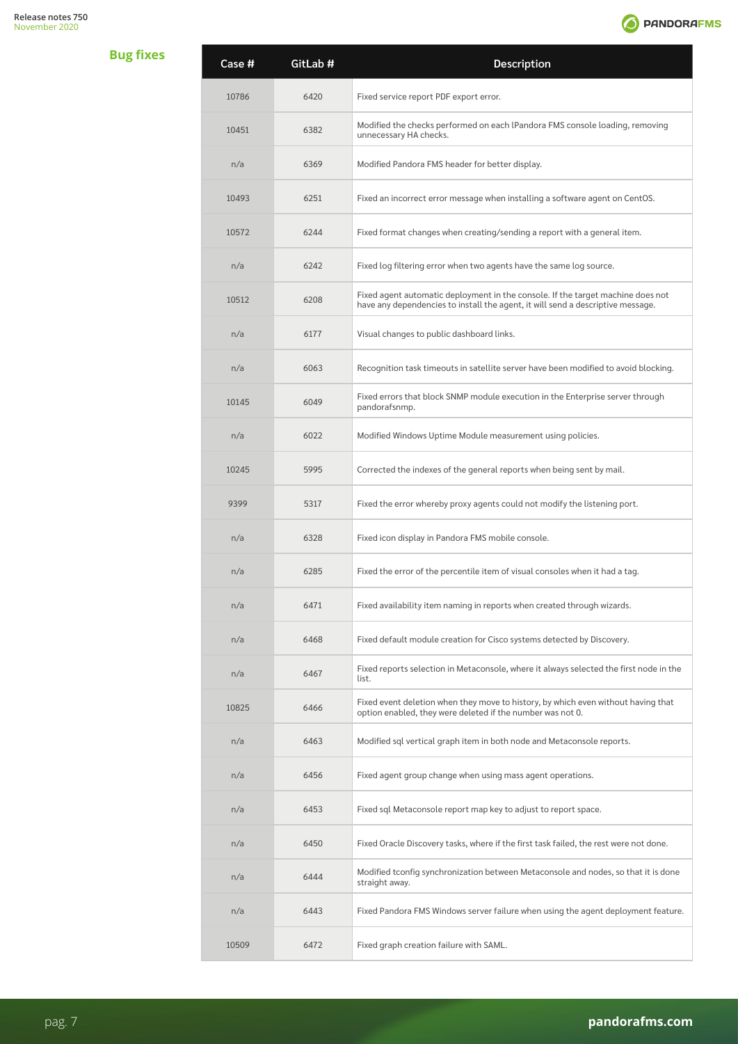## Bug fixes

| Case # | GitLab # | Description |
|---|---|---|
| 10786 | 6420 | Fixed service report PDF export error. |
| 10451 | 6382 | Modified the checks performed on each lPandora FMS console loading, removing unnecessary HA checks. |
| n/a | 6369 | Modified Pandora FMS header for better display. |
| 10493 | 6251 | Fixed an incorrect error message when installing a software agent on CentOS. |
| 10572 | 6244 | Fixed format changes when creating/sending a report with a general item. |
| n/a | 6242 | Fixed log filtering error when two agents have the same log source. |
| 10512 | 6208 | Fixed agent automatic deployment in the console. If the target machine does not have any dependencies to install the agent, it will send a descriptive message. |
| n/a | 6177 | Visual changes to public dashboard links. |
| n/a | 6063 | Recognition task timeouts in satellite server have been modified to avoid blocking. |
| 10145 | 6049 | Fixed errors that block SNMP module execution in the Enterprise server through pandorafsnmp. |
| n/a | 6022 | Modified Windows Uptime Module measurement using policies. |
| 10245 | 5995 | Corrected the indexes of the general reports when being sent by mail. |
| 9399 | 5317 | Fixed the error whereby proxy agents could not modify the listening port. |
| n/a | 6328 | Fixed icon display in Pandora FMS mobile console. |
| n/a | 6285 | Fixed the error of the percentile item of visual consoles when it had a tag. |
| n/a | 6471 | Fixed availability item naming in reports when created through wizards. |
| n/a | 6468 | Fixed default module creation for Cisco systems detected by Discovery. |
| n/a | 6467 | Fixed reports selection in Metaconsole, where it always selected the first node in the list. |
| 10825 | 6466 | Fixed event deletion when they move to history, by which even without having that option enabled, they were deleted if the number was not 0. |
| n/a | 6463 | Modified sql vertical graph item in both node and Metaconsole reports. |
| n/a | 6456 | Fixed agent group change when using mass agent operations. |
| n/a | 6453 | Fixed sql Metaconsole report map key to adjust to report space. |
| n/a | 6450 | Fixed Oracle Discovery tasks, where if the first task failed, the rest were not done. |
| n/a | 6444 | Modified tconfig synchronization between Metaconsole and nodes, so that it is done straight away. |
| n/a | 6443 | Fixed Pandora FMS Windows server failure when using the agent deployment feature. |
| 10509 | 6472 | Fixed graph creation failure with SAML. |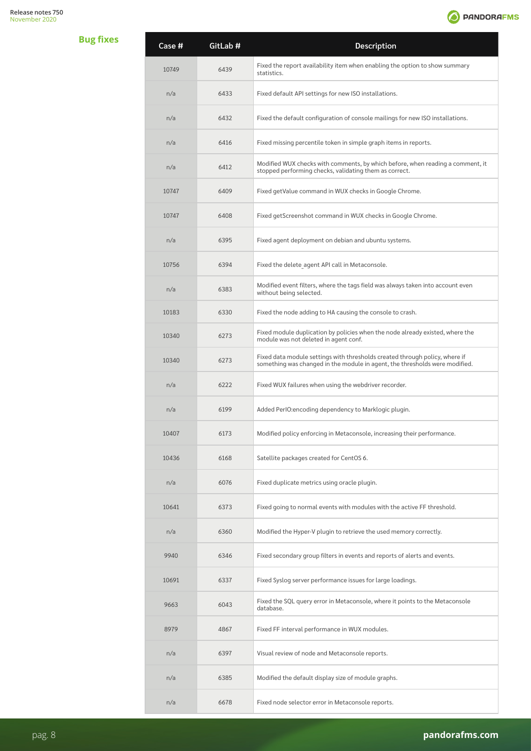## Bug fixes

| Case # | GitLab # | Description |
|---|---|---|
| 10749 | 6439 | Fixed the report availability item when enabling the option to show summary statistics. |
| n/a | 6433 | Fixed default API settings for new ISO installations. |
| n/a | 6432 | Fixed the default configuration of console mailings for new ISO installations. |
| n/a | 6416 | Fixed missing percentile token in simple graph items in reports. |
| n/a | 6412 | Modified WUX checks with comments, by which before, when reading a comment, it stopped performing checks, validating them as correct. |
| 10747 | 6409 | Fixed getValue command in WUX checks in Google Chrome. |
| 10747 | 6408 | Fixed getScreenshot command in WUX checks in Google Chrome. |
| n/a | 6395 | Fixed agent deployment on debian and ubuntu systems. |
| 10756 | 6394 | Fixed the delete_agent API call in Metaconsole. |
| n/a | 6383 | Modified event filters, where the tags field was always taken into account even without being selected. |
| 10183 | 6330 | Fixed the node adding to HA causing the console to crash. |
| 10340 | 6273 | Fixed module duplication by policies when the node already existed, where the module was not deleted in agent conf. |
| 10340 | 6273 | Fixed data module settings with thresholds created through policy, where if something was changed in the module in agent, the thresholds were modified. |
| n/a | 6222 | Fixed WUX failures when using the webdriver recorder. |
| n/a | 6199 | Added PerlO:encoding dependency to Marklogic plugin. |
| 10407 | 6173 | Modified policy enforcing in Metaconsole, increasing their performance. |
| 10436 | 6168 | Satellite packages created for CentOS 6. |
| n/a | 6076 | Fixed duplicate metrics using oracle plugin. |
| 10641 | 6373 | Fixed going to normal events with modules with the active FF threshold. |
| n/a | 6360 | Modified the Hyper-V plugin to retrieve the used memory correctly. |
| 9940 | 6346 | Fixed secondary group filters in events and reports of alerts and events. |
| 10691 | 6337 | Fixed Syslog server performance issues for large loadings. |
| 9663 | 6043 | Fixed the SQL query error in Metaconsole, where it points to the Metaconsole database. |
| 8979 | 4867 | Fixed FF interval performance in WUX modules. |
| n/a | 6397 | Visual review of node and Metaconsole reports. |
| n/a | 6385 | Modified the default display size of module graphs. |
| n/a | 6678 | Fixed node selector error in Metaconsole reports. |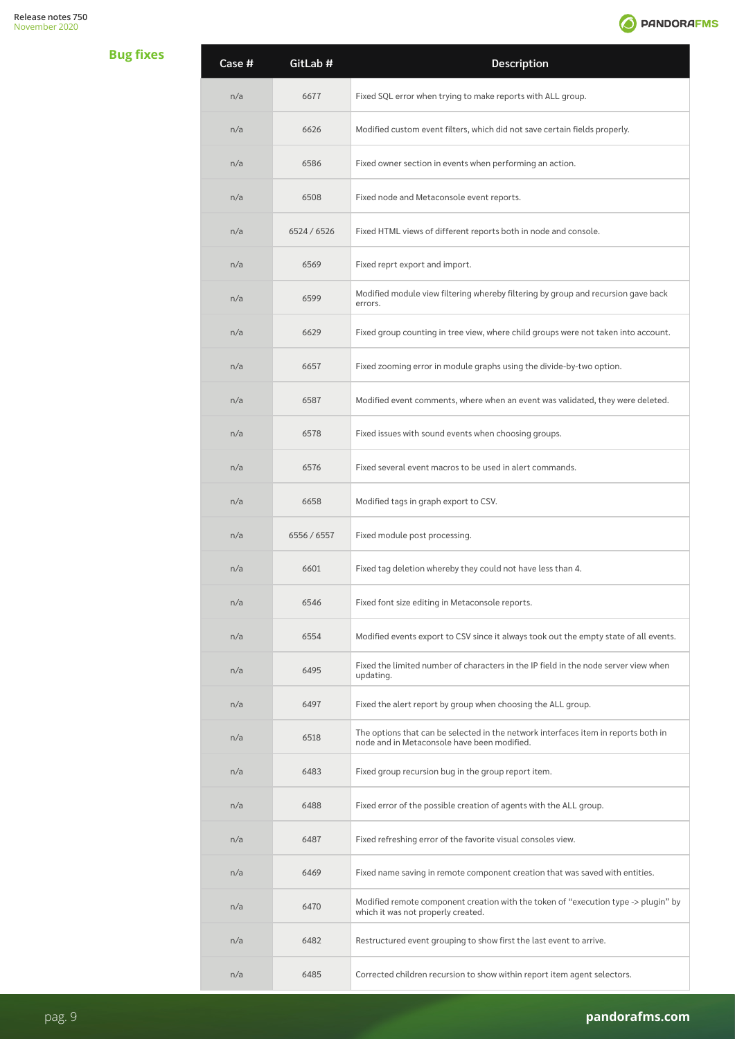## Bug fixes

| Case # | GitLab # | Description |
|---|---|---|
| n/a | 6677 | Fixed SQL error when trying to make reports with ALL group. |
| n/a | 6626 | Modified custom event filters, which did not save certain fields properly. |
| n/a | 6586 | Fixed owner section in events when performing an action. |
| n/a | 6508 | Fixed node and Metaconsole event reports. |
| n/a | 6524 / 6526 | Fixed HTML views of different reports both in node and console. |
| n/a | 6569 | Fixed reprt export and import. |
| n/a | 6599 | Modified module view filtering whereby filtering by group and recursion gave back errors. |
| n/a | 6629 | Fixed group counting in tree view, where child groups were not taken into account. |
| n/a | 6657 | Fixed zooming error in module graphs using the divide-by-two option. |
| n/a | 6587 | Modified event comments, where when an event was validated, they were deleted. |
| n/a | 6578 | Fixed issues with sound events when choosing groups. |
| n/a | 6576 | Fixed several event macros to be used in alert commands. |
| n/a | 6658 | Modified tags in graph export to CSV. |
| n/a | 6556 / 6557 | Fixed module post processing. |
| n/a | 6601 | Fixed tag deletion whereby they could not have less than 4. |
| n/a | 6546 | Fixed font size editing in Metaconsole reports. |
| n/a | 6554 | Modified events export to CSV since it always took out the empty state of all events. |
| n/a | 6495 | Fixed the limited number of characters in the IP field in the node server view when updating. |
| n/a | 6497 | Fixed the alert report by group when choosing the ALL group. |
| n/a | 6518 | The options that can be selected in the network interfaces item in reports both in node and in Metaconsole have been modified. |
| n/a | 6483 | Fixed group recursion bug in the group report item. |
| n/a | 6488 | Fixed error of the possible creation of agents with the ALL group. |
| n/a | 6487 | Fixed refreshing error of the favorite visual consoles view. |
| n/a | 6469 | Fixed name saving in remote component creation that was saved with entities. |
| n/a | 6470 | Modified remote component creation with the token of "execution type -> plugin" by which it was not properly created. |
| n/a | 6482 | Restructured event grouping to show first the last event to arrive. |
| n/a | 6485 | Corrected children recursion to show within report item agent selectors. |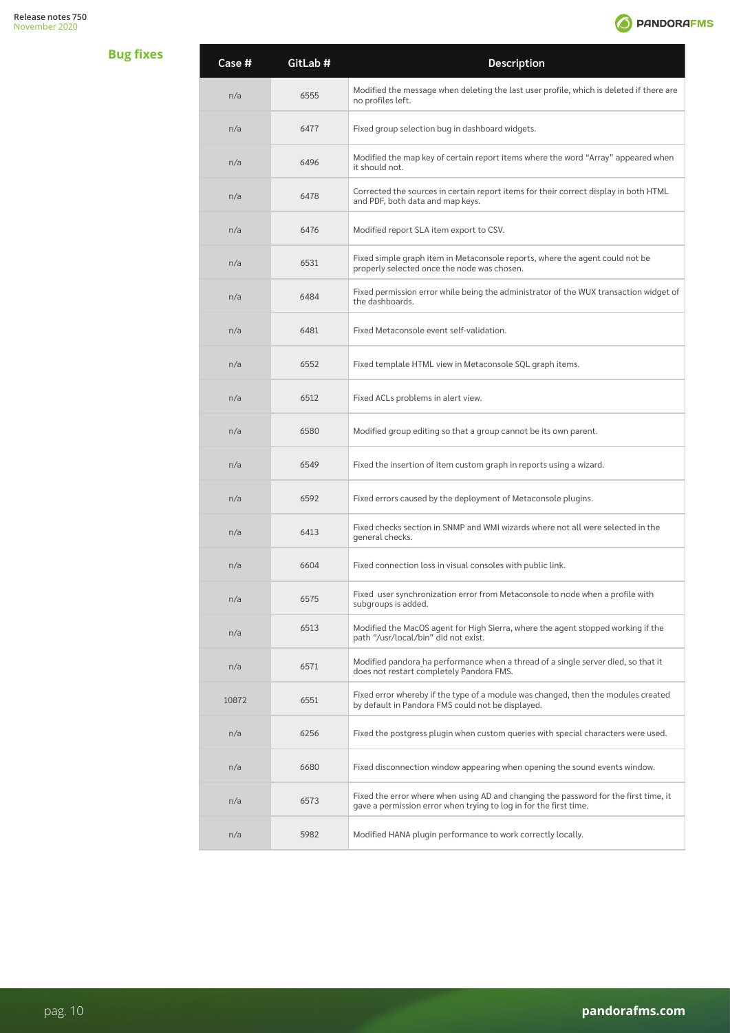## Bug fixes

| Case # | GitLab # | Description |
|---|---|---|
| n/a | 6555 | Modified the message when deleting the last user profile, which is deleted if there are no profiles left. |
| n/a | 6477 | Fixed group selection bug in dashboard widgets. |
| n/a | 6496 | Modified the map key of certain report items where the word “Array” appeared when it should not. |
| n/a | 6478 | Corrected the sources in certain report items for their correct display in both HTML and PDF, both data and map keys. |
| n/a | 6476 | Modified report SLA item export to CSV. |
| n/a | 6531 | Fixed simple graph item in Metaconsole reports, where the agent could not be properly selected once the node was chosen. |
| n/a | 6484 | Fixed permission error while being the administrator of the WUX transaction widget of the dashboards. |
| n/a | 6481 | Fixed Metaconsole event self-validation. |
| n/a | 6552 | Fixed template HTML view in Metaconsole SQL graph items. |
| n/a | 6512 | Fixed ACLs problems in alert view. |
| n/a | 6580 | Modified group editing so that a group cannot be its own parent. |
| n/a | 6549 | Fixed the insertion of item custom graph in reports using a wizard. |
| n/a | 6592 | Fixed errors caused by the deployment of Metaconsole plugins. |
| n/a | 6413 | Fixed checks section in SNMP and WMI wizards where not all were selected in the general checks. |
| n/a | 6604 | Fixed connection loss in visual consoles with public link. |
| n/a | 6575 | Fixed user synchronization error from Metaconsole to node when a profile with subgroups is added. |
| n/a | 6513 | Modified the MacOS agent for High Sierra, where the agent stopped working if the path “/usr/local/bin” did not exist. |
| n/a | 6571 | Modified pandora_ha performance when a thread of a single server died, so that it does not restart completely Pandora FMS. |
| 10872 | 6551 | Fixed error whereby if the type of a module was changed, then the modules created by default in Pandora FMS could not be displayed. |
| n/a | 6256 | Fixed the postgress plugin when custom queries with special characters were used. |
| n/a | 6680 | Fixed disconnection window appearing when opening the sound events window. |
| n/a | 6573 | Fixed the error where when using AD and changing the password for the first time, it gave a permission error when trying to log in for the first time. |
| n/a | 5982 | Modified HANA plugin performance to work correctly locally. |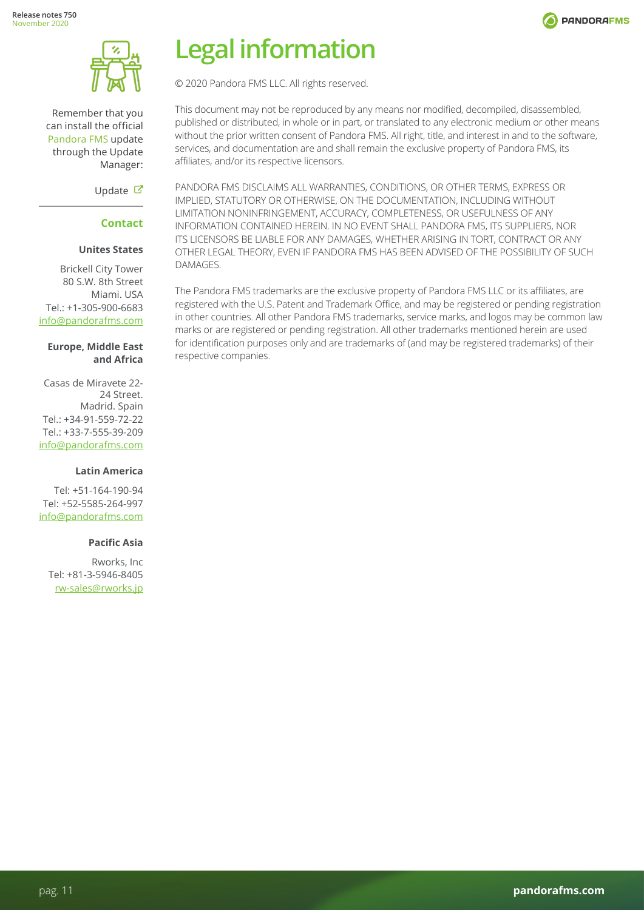# Legal information

© 2020 Pandora FMS LLC. All rights reserved.

This document may not be reproduced by any means nor modified, decompiled, disassembled, published or distributed, in whole or in part, or translated to any electronic medium or other means without the prior written consent of Pandora FMS. All right, title, and interest in and to the software, services, and documentation are and shall remain the exclusive property of Pandora FMS, its affiliates, and/or its respective licensors.

PANDORA FMS DISCLAIMS ALL WARRANTIES, CONDITIONS, OR OTHER TERMS, EXPRESS OR IMPLIED, STATUTORY OR OTHERWISE, ON THE DOCUMENTATION, INCLUDING WITHOUT LIMITATION NONINFRINGEMENT, ACCURACY, COMPLETENESS, OR USEFULNESS OF ANY INFORMATION CONTAINED HEREIN. IN NO EVENT SHALL PANDORA FMS, ITS SUPPLIERS, NOR ITS LICENSORS BE LIABLE FOR ANY DAMAGES, WHETHER ARISING IN TORT, CONTRACT OR ANY OTHER LEGAL THEORY, EVEN IF PANDORA FMS HAS BEEN ADVISED OF THE POSSIBILITY OF SUCH DAMAGES.

The Pandora FMS trademarks are the exclusive property of Pandora FMS LLC or its affiliates, are registered with the U.S. Patent and Trademark Office, and may be registered or pending registration in other countries. All other Pandora FMS trademarks, service marks, and logos may be common law marks or are registered or pending registration. All other trademarks mentioned herein are used for identification purposes only and are trademarks of (and may be registered trademarks) of their respective companies.

Remember that you can install the official Pandora FMS update through the Update Manager:

Update

## Contact

**Unites States**

Brickell City Tower
80 S.W. 8th Street
Miami. USA
Tel.: +1-305-900-6683
info@pandorafms.com

**Europe, Middle East and Africa**

Casas de Miravete 22-24 Street.
Madrid. Spain
Tel.: +34-91-559-72-22
Tel.: +33-7-555-39-209
info@pandorafms.com

**Latin America**

Tel: +51-164-190-94
Tel: +52-5585-264-997
info@pandorafms.com

**Pacific Asia**

Rworks, Inc
Tel: +81-3-5946-8405
rw-sales@rworks.jp